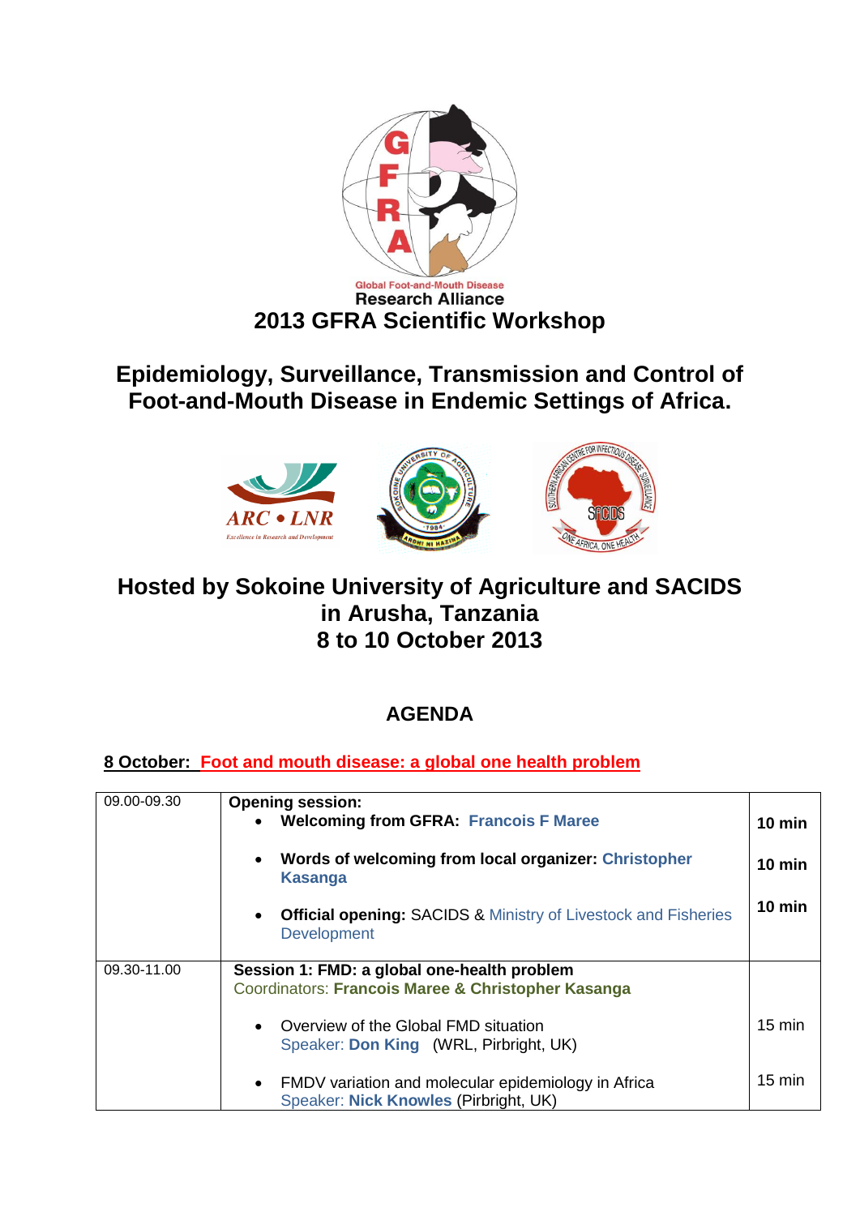Global Foot-and-Mouth Disease
Research Alliance

# 2013 GFRA Scientific Workshop

## Epidemiology, Surveillance, Transmission and Control of Foot-and-Mouth Disease in Endemic Settings of Africa.

## Hosted by Sokoine University of Agriculture and SACIDS in Arusha, Tanzania 8 to 10 October 2013

## AGENDA

**8 October: Foot and mouth disease: a global one health problem**

| | | |
|---|---|---|
| 09.00-09.30 | **Opening session:**<br>• **Welcoming from GFRA: Francois F Maree**<br>• **Words of welcoming from local organizer: Christopher Kasanga**<br>• **Official opening:** SACIDS & Ministry of Livestock and Fisheries Development | <br>**10 min**<br>**10 min**<br>**10 min** |
| 09.30-11.00 | **Session 1: FMD: a global one-health problem**<br>Coordinators: **Francois Maree & Christopher Kasanga**<br>• Overview of the Global FMD situation<br>Speaker: **Don King** (WRL, Pirbright, UK)<br>• FMDV variation and molecular epidemiology in Africa<br>Speaker: **Nick Knowles** (Pirbright, UK) | <br><br>15 min<br><br>15 min |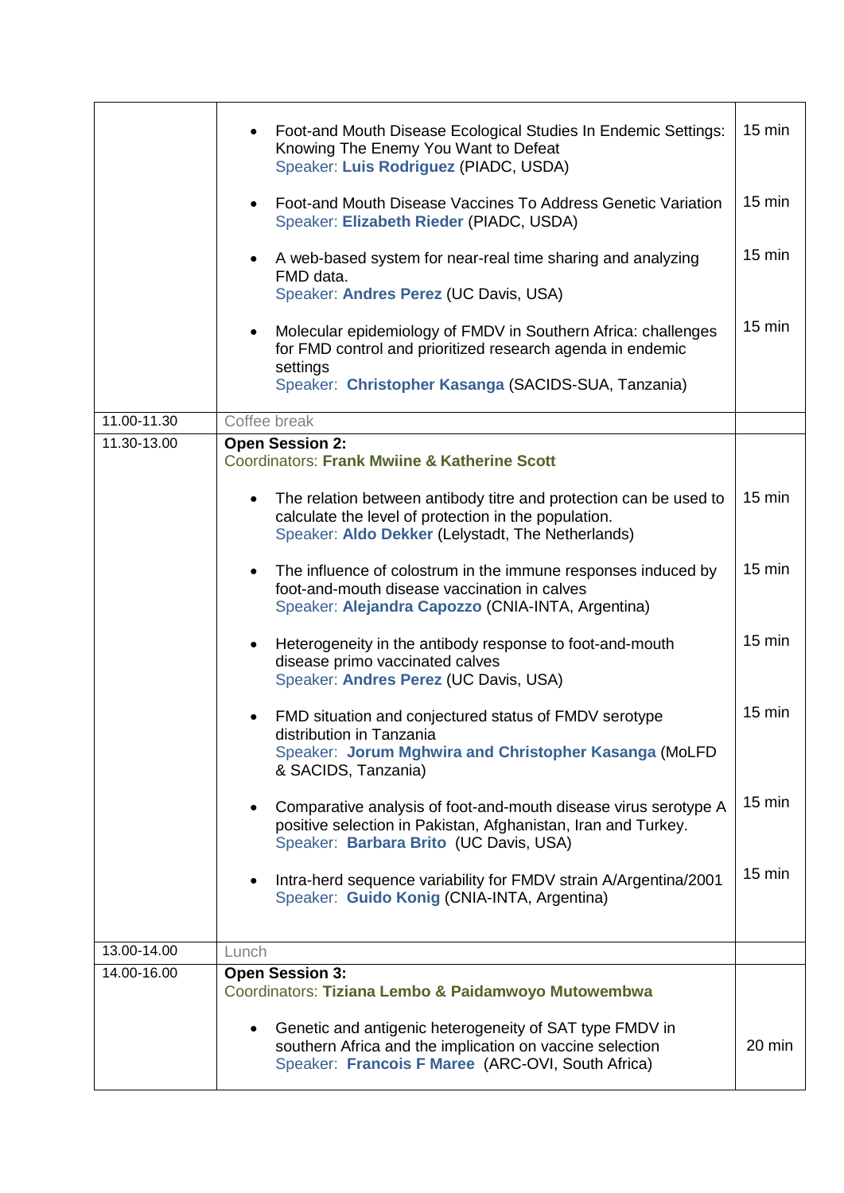| | | |
|---|---|---|
| | • Foot-and Mouth Disease Ecological Studies In Endemic Settings: Knowing The Enemy You Want to Defeat<br>Speaker: **Luis Rodriguez** (PIADC, USDA)<br><br>• Foot-and Mouth Disease Vaccines To Address Genetic Variation<br>Speaker: **Elizabeth Rieder** (PIADC, USDA)<br><br>• A web-based system for near-real time sharing and analyzing FMD data.<br>Speaker: **Andres Perez** (UC Davis, USA)<br><br>• Molecular epidemiology of FMDV in Southern Africa: challenges for FMD control and prioritized research agenda in endemic settings<br>Speaker: **Christopher Kasanga** (SACIDS-SUA, Tanzania) | 15 min<br><br>15 min<br><br>15 min<br><br>15 min |
| 11.00-11.30 | Coffee break | |
| 11.30-13.00 | **Open Session 2:**<br>Coordinators: **Frank Mwiine & Katherine Scott**<br><br>• The relation between antibody titre and protection can be used to calculate the level of protection in the population.<br>Speaker: **Aldo Dekker** (Lelystadt, The Netherlands)<br><br>• The influence of colostrum in the immune responses induced by foot-and-mouth disease vaccination in calves<br>Speaker: **Alejandra Capozzo** (CNIA-INTA, Argentina)<br><br>• Heterogeneity in the antibody response to foot-and-mouth disease primo vaccinated calves<br>Speaker: **Andres Perez** (UC Davis, USA)<br><br>• FMD situation and conjectured status of FMDV serotype distribution in Tanzania<br>Speaker: **Jorum Mghwira and Christopher Kasanga** (MoLFD & SACIDS, Tanzania)<br><br>• Comparative analysis of foot-and-mouth disease virus serotype A positive selection in Pakistan, Afghanistan, Iran and Turkey.<br>Speaker: **Barbara Brito** (UC Davis, USA)<br><br>• Intra-herd sequence variability for FMDV strain A/Argentina/2001<br>Speaker: **Guido Konig** (CNIA-INTA, Argentina) | 15 min<br><br>15 min<br><br>15 min<br><br>15 min<br><br>15 min<br><br>15 min |
| 13.00-14.00 | Lunch | |
| 14.00-16.00 | **Open Session 3:**<br>Coordinators: **Tiziana Lembo & Paidamwoyo Mutowembwa**<br><br>• Genetic and antigenic heterogeneity of SAT type FMDV in southern Africa and the implication on vaccine selection<br>Speaker: **Francois F Maree** (ARC-OVI, South Africa) | 20 min |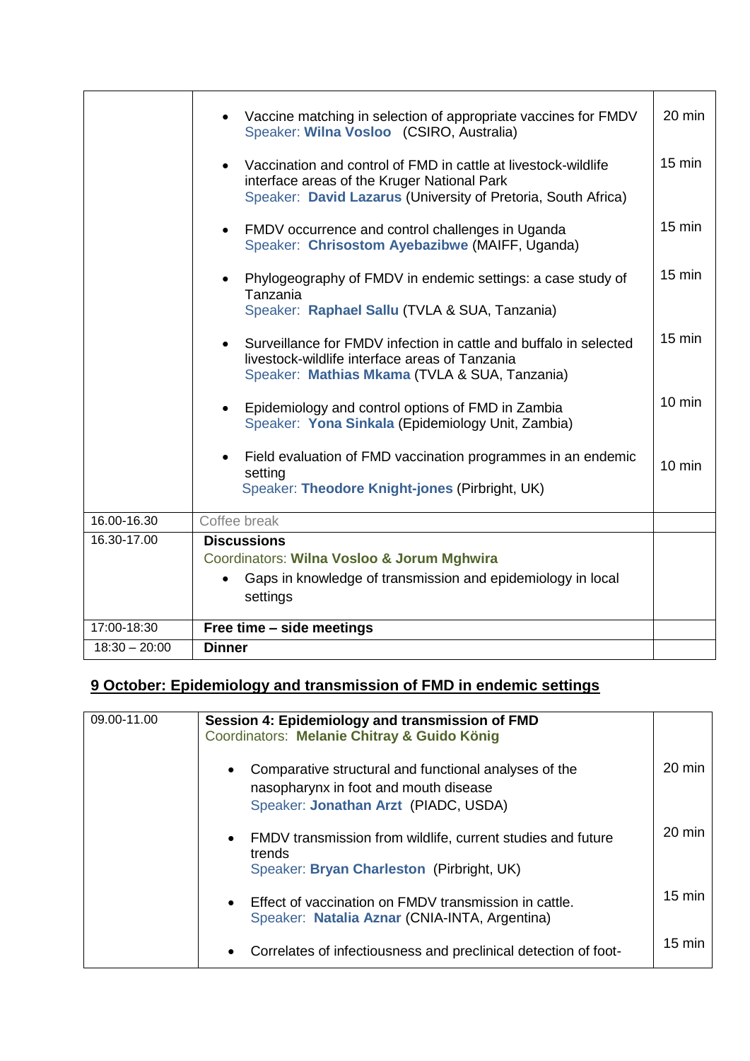| | | |
|---|---|---|
| | • Vaccine matching in selection of appropriate vaccines for FMDV<br>Speaker: **Wilna Vosloo** (CSIRO, Australia)<br><br>• Vaccination and control of FMD in cattle at livestock-wildlife interface areas of the Kruger National Park<br>Speaker: **David Lazarus** (University of Pretoria, South Africa)<br><br>• FMDV occurrence and control challenges in Uganda<br>Speaker: **Chrisostom Ayebazibwe** (MAIFF, Uganda)<br><br>• Phylogeography of FMDV in endemic settings: a case study of Tanzania<br>Speaker: **Raphael Sallu** (TVLA & SUA, Tanzania)<br><br>• Surveillance for FMDV infection in cattle and buffalo in selected livestock-wildlife interface areas of Tanzania<br>Speaker: **Mathias Mkama** (TVLA & SUA, Tanzania)<br><br>• Epidemiology and control options of FMD in Zambia<br>Speaker: **Yona Sinkala** (Epidemiology Unit, Zambia)<br><br>• Field evaluation of FMD vaccination programmes in an endemic setting<br>Speaker: **Theodore Knight-jones** (Pirbright, UK) | 20 min<br><br>15 min<br><br>15 min<br><br>15 min<br><br>15 min<br><br>10 min<br><br>10 min |
| 16.00-16.30 | Coffee break | |
| 16.30-17.00 | **Discussions**<br>Coordinators: **Wilna Vosloo & Jorum Mghwira**<br>• Gaps in knowledge of transmission and epidemiology in local settings | |
| 17:00-18:30 | **Free time – side meetings** | |
| 18:30 – 20:00 | **Dinner** | |

## 9 October: Epidemiology and transmission of FMD in endemic settings

| | | |
|---|---|---|
| 09.00-11.00 | **Session 4: Epidemiology and transmission of FMD**<br>Coordinators: **Melanie Chitray & Guido König**<br><br>• Comparative structural and functional analyses of the nasopharynx in foot and mouth disease<br>Speaker: **Jonathan Arzt** (PIADC, USDA)<br><br>• FMDV transmission from wildlife, current studies and future trends<br>Speaker: **Bryan Charleston** (Pirbright, UK)<br><br>• Effect of vaccination on FMDV transmission in cattle.<br>Speaker: **Natalia Aznar** (CNIA-INTA, Argentina)<br><br>• Correlates of infectiousness and preclinical detection of foot- | <br><br><br>20 min<br><br>20 min<br><br>15 min<br><br>15 min |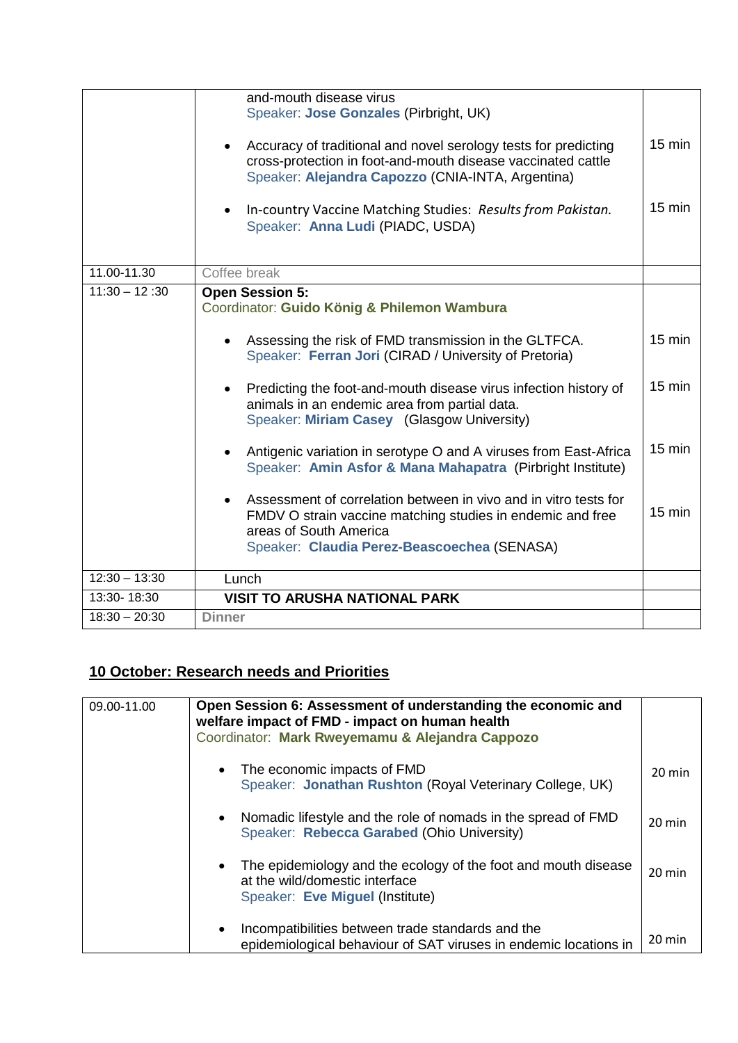| | | |
|---|---|---|
| | and-mouth disease virus<br>Speaker: **Jose Gonzales** (Pirbright, UK)<br><br>• Accuracy of traditional and novel serology tests for predicting cross-protection in foot-and-mouth disease vaccinated cattle<br>Speaker: **Alejandra Capozzo** (CNIA-INTA, Argentina)<br><br>• In-country Vaccine Matching Studies: *Results from Pakistan.*<br>Speaker: **Anna Ludi** (PIADC, USDA) | <br><br><br>15 min<br><br><br><br>15 min |
| 11.00-11.30 | Coffee break | |
| 11:30 – 12 :30 | **Open Session 5:**<br>Coordinator: **Guido König & Philemon Wambura**<br><br>• Assessing the risk of FMD transmission in the GLTFCA.<br>Speaker: **Ferran Jori** (CIRAD / University of Pretoria)<br><br>• Predicting the foot-and-mouth disease virus infection history of animals in an endemic area from partial data.<br>Speaker: **Miriam Casey** (Glasgow University)<br><br>• Antigenic variation in serotype O and A viruses from East-Africa<br>Speaker: **Amin Asfor & Mana Mahapatra** (Pirbright Institute)<br><br>• Assessment of correlation between in vivo and in vitro tests for FMDV O strain vaccine matching studies in endemic and free areas of South America<br>Speaker: **Claudia Perez-Beascoechea** (SENASA) | <br><br><br>15 min<br><br><br>15 min<br><br><br><br>15 min<br><br><br>15 min |
| 12:30 – 13:30 | Lunch | |
| 13:30- 18:30 | **VISIT TO ARUSHA NATIONAL PARK** | |
| 18:30 – 20:30 | **Dinner** | |

## 10 October: Research needs and Priorities

| | | |
|---|---|---|
| 09.00-11.00 | **Open Session 6: Assessment of understanding the economic and welfare impact of FMD - impact on human health**<br>Coordinator: **Mark Rweyemamu & Alejandra Cappozo**<br><br>• The economic impacts of FMD<br>Speaker: **Jonathan Rushton** (Royal Veterinary College, UK)<br><br>• Nomadic lifestyle and the role of nomads in the spread of FMD<br>Speaker: **Rebecca Garabed** (Ohio University)<br><br>• The epidemiology and the ecology of the foot and mouth disease at the wild/domestic interface<br>Speaker: **Eve Miguel** (Institute)<br><br>• Incompatibilities between trade standards and the epidemiological behaviour of SAT viruses in endemic locations in | <br><br><br><br>20 min<br><br><br>20 min<br><br><br>20 min<br><br><br><br>20 min |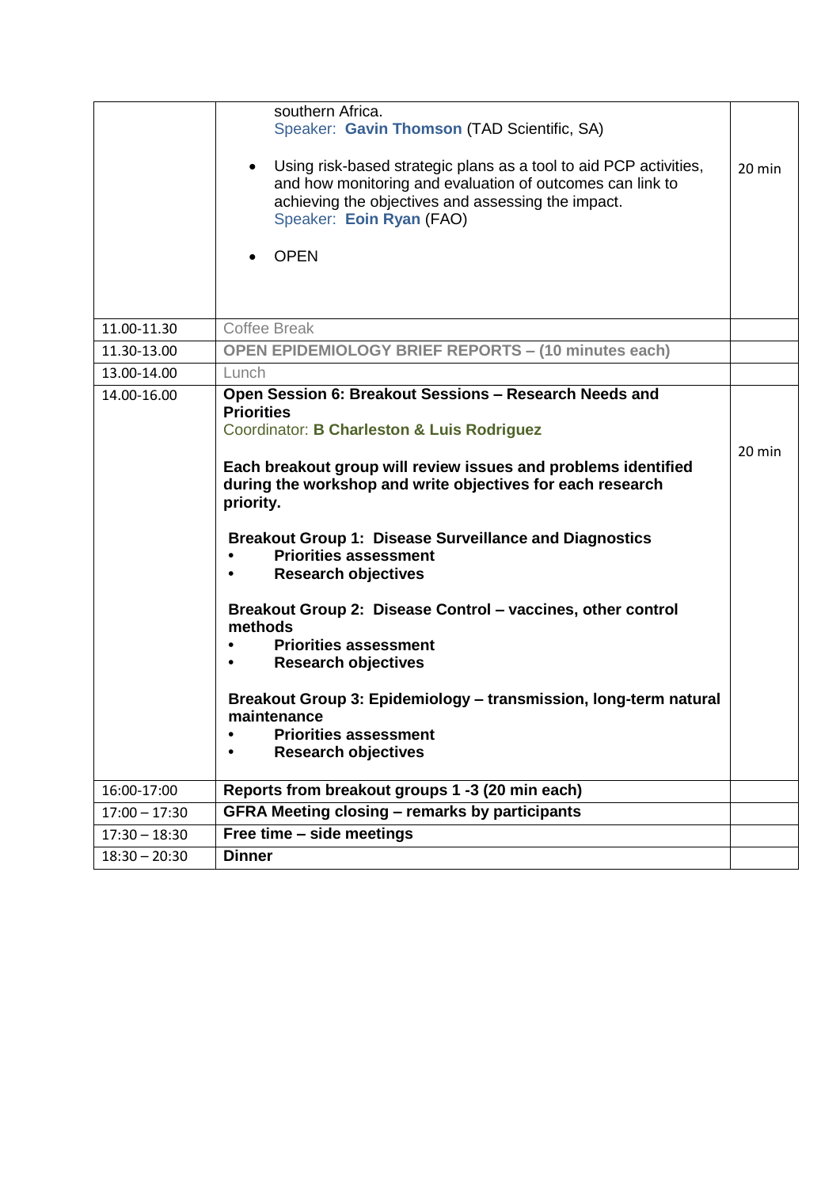| | | |
|---|---|---|
| | southern Africa.<br>Speaker: **Gavin Thomson** (TAD Scientific, SA)<br><br>• Using risk-based strategic plans as a tool to aid PCP activities, and how monitoring and evaluation of outcomes can link to achieving the objectives and assessing the impact.<br>Speaker: **Eoin Ryan** (FAO)<br><br>• OPEN | 20 min |
| 11.00-11.30 | Coffee Break | |
| 11.30-13.00 | **OPEN EPIDEMIOLOGY BRIEF REPORTS – (10 minutes each)** | |
| 13.00-14.00 | Lunch | |
| 14.00-16.00 | **Open Session 6: Breakout Sessions – Research Needs and Priorities**<br>Coordinator: **B Charleston & Luis Rodriguez**<br><br>**Each breakout group will review issues and problems identified during the workshop and write objectives for each research priority.**<br><br>**Breakout Group 1: Disease Surveillance and Diagnostics**<br>• **Priorities assessment**<br>• **Research objectives**<br><br>**Breakout Group 2: Disease Control – vaccines, other control methods**<br>• **Priorities assessment**<br>• **Research objectives**<br><br>**Breakout Group 3: Epidemiology – transmission, long-term natural maintenance**<br>• **Priorities assessment**<br>• **Research objectives** | 20 min |
| 16:00-17:00 | **Reports from breakout groups 1 -3 (20 min each)** | |
| 17:00 – 17:30 | **GFRA Meeting closing – remarks by participants** | |
| 17:30 – 18:30 | **Free time – side meetings** | |
| 18:30 – 20:30 | **Dinner** | |